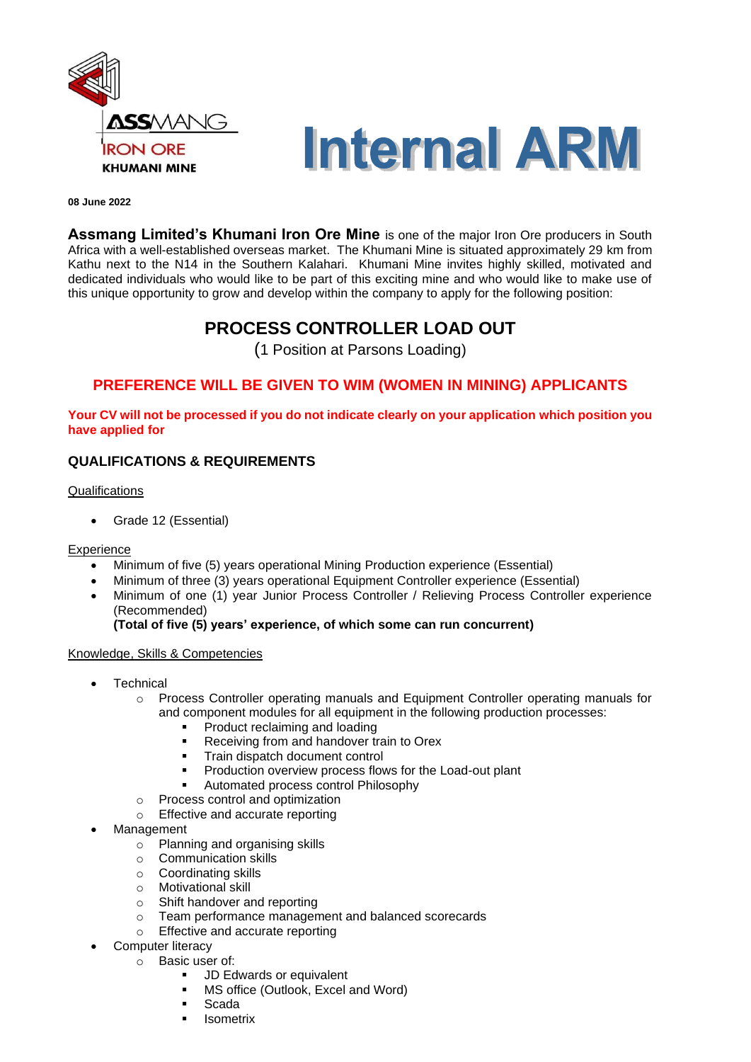ASSMANG
IRON ORE
KHUMANI MINE

# Internal ARM

**08 June 2022**

**Assmang Limited's Khumani Iron Ore Mine** is one of the major Iron Ore producers in South Africa with a well-established overseas market. The Khumani Mine is situated approximately 29 km from Kathu next to the N14 in the Southern Kalahari. Khumani Mine invites highly skilled, motivated and dedicated individuals who would like to be part of this exciting mine and who would like to make use of this unique opportunity to grow and develop within the company to apply for the following position:

## PROCESS CONTROLLER LOAD OUT

(1 Position at Parsons Loading)

## PREFERENCE WILL BE GIVEN TO WIM (WOMEN IN MINING) APPLICANTS

**Your CV will not be processed if you do not indicate clearly on your application which position you have applied for**

### QUALIFICATIONS & REQUIREMENTS

Qualifications

- Grade 12 (Essential)

Experience

- Minimum of five (5) years operational Mining Production experience (Essential)
- Minimum of three (3) years operational Equipment Controller experience (Essential)
- Minimum of one (1) year Junior Process Controller / Relieving Process Controller experience (Recommended)
  **(Total of five (5) years' experience, of which some can run concurrent)**

Knowledge, Skills & Competencies

- Technical
  - Process Controller operating manuals and Equipment Controller operating manuals for and component modules for all equipment in the following production processes:
    - Product reclaiming and loading
    - Receiving from and handover train to Orex
    - Train dispatch document control
    - Production overview process flows for the Load-out plant
    - Automated process control Philosophy
  - Process control and optimization
  - Effective and accurate reporting
- Management
  - Planning and organising skills
  - Communication skills
  - Coordinating skills
  - Motivational skill
  - Shift handover and reporting
  - Team performance management and balanced scorecards
  - Effective and accurate reporting
- Computer literacy
  - Basic user of:
    - JD Edwards or equivalent
    - MS office (Outlook, Excel and Word)
    - Scada
    - Isometrix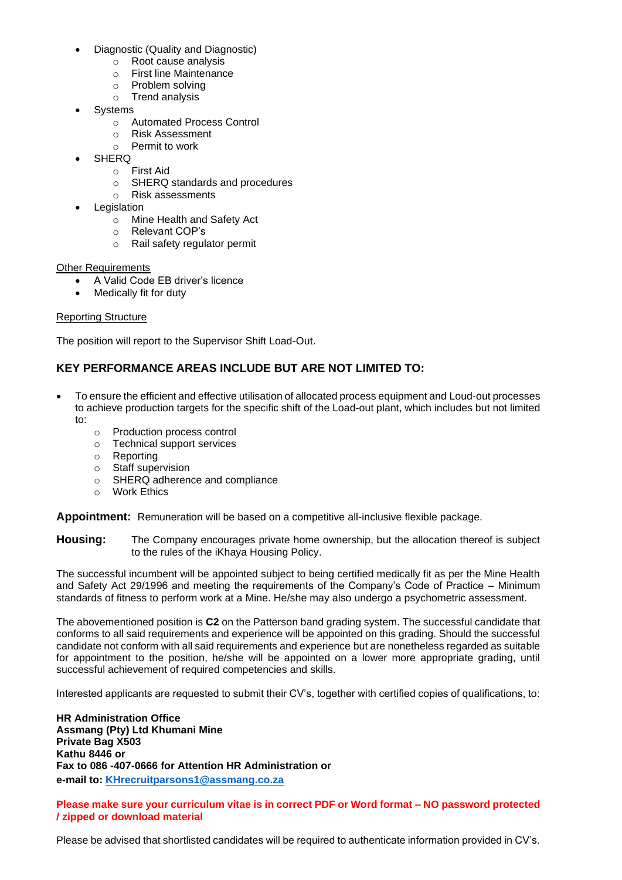- Diagnostic (Quality and Diagnostic)
    - Root cause analysis
    - First line Maintenance
    - Problem solving
    - Trend analysis
- Systems
    - Automated Process Control
    - Risk Assessment
    - Permit to work
- SHERQ
    - First Aid
    - SHERQ standards and procedures
    - Risk assessments
- Legislation
    - Mine Health and Safety Act
    - Relevant COP's
    - Rail safety regulator permit

<u>Other Requirements</u>

- A Valid Code EB driver's licence
- Medically fit for duty

<u>Reporting Structure</u>

The position will report to the Supervisor Shift Load-Out.

### KEY PERFORMANCE AREAS INCLUDE BUT ARE NOT LIMITED TO:

- To ensure the efficient and effective utilisation of allocated process equipment and Loud-out processes to achieve production targets for the specific shift of the Load-out plant, which includes but not limited to:
    - Production process control
    - Technical support services
    - Reporting
    - Staff supervision
    - SHERQ adherence and compliance
    - Work Ethics

**Appointment:** Remuneration will be based on a competitive all-inclusive flexible package.

**Housing:** The Company encourages private home ownership, but the allocation thereof is subject to the rules of the iKhaya Housing Policy.

The successful incumbent will be appointed subject to being certified medically fit as per the Mine Health and Safety Act 29/1996 and meeting the requirements of the Company's Code of Practice – Minimum standards of fitness to perform work at a Mine. He/she may also undergo a psychometric assessment.

The abovementioned position is **C2** on the Patterson band grading system. The successful candidate that conforms to all said requirements and experience will be appointed on this grading. Should the successful candidate not conform with all said requirements and experience but are nonetheless regarded as suitable for appointment to the position, he/she will be appointed on a lower more appropriate grading, until successful achievement of required competencies and skills.

Interested applicants are requested to submit their CV's, together with certified copies of qualifications, to:

**HR Administration Office**
**Assmang (Pty) Ltd Khumani Mine**
**Private Bag X503**
**Kathu 8446 or**
**Fax to 086 -407-0666 for Attention HR Administration or**
**e-mail to: KHrecruitparsons1@assmang.co.za**

**Please make sure your curriculum vitae is in correct PDF or Word format – NO password protected / zipped or download material**

Please be advised that shortlisted candidates will be required to authenticate information provided in CV's.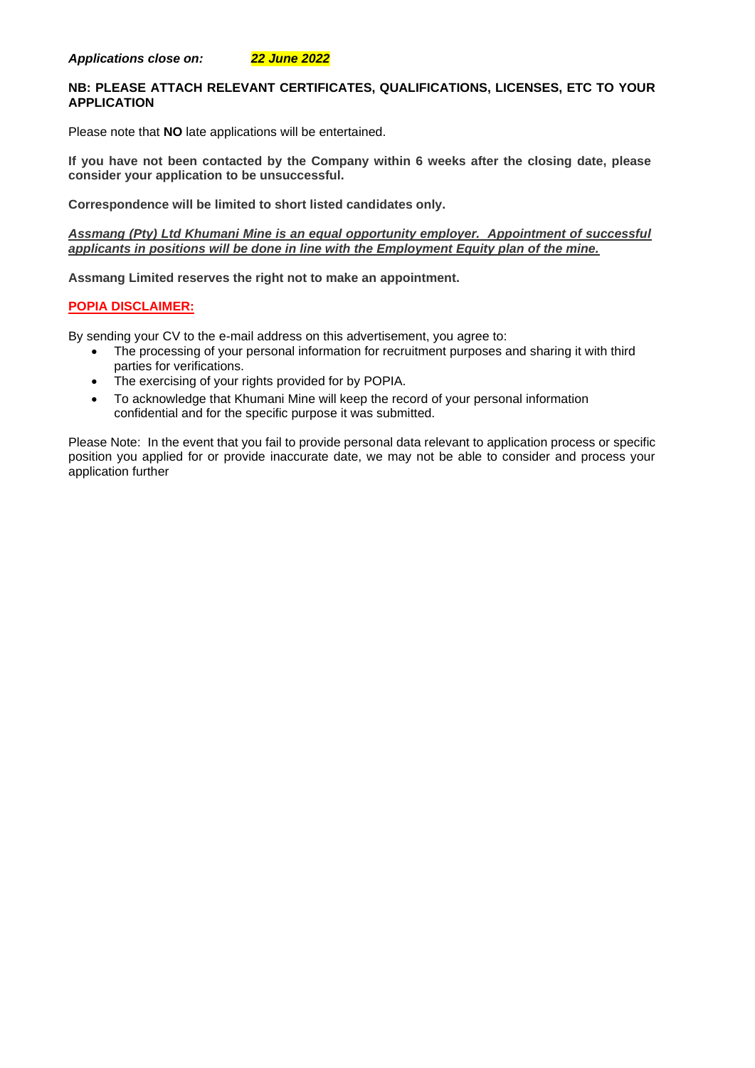***Applications close on:*** ***22 June 2022***

**NB: PLEASE ATTACH RELEVANT CERTIFICATES, QUALIFICATIONS, LICENSES, ETC TO YOUR APPLICATION**

Please note that **NO** late applications will be entertained.

**If you have not been contacted by the Company within 6 weeks after the closing date, please consider your application to be unsuccessful.**

**Correspondence will be limited to short listed candidates only.**

***Assmang (Pty) Ltd Khumani Mine is an equal opportunity employer. Appointment of successful applicants in positions will be done in line with the Employment Equity plan of the mine.***

**Assmang Limited reserves the right not to make an appointment.**

**POPIA DISCLAIMER:**

By sending your CV to the e-mail address on this advertisement, you agree to:

- The processing of your personal information for recruitment purposes and sharing it with third parties for verifications.
- The exercising of your rights provided for by POPIA.
- To acknowledge that Khumani Mine will keep the record of your personal information confidential and for the specific purpose it was submitted.

Please Note: In the event that you fail to provide personal data relevant to application process or specific position you applied for or provide inaccurate date, we may not be able to consider and process your application further